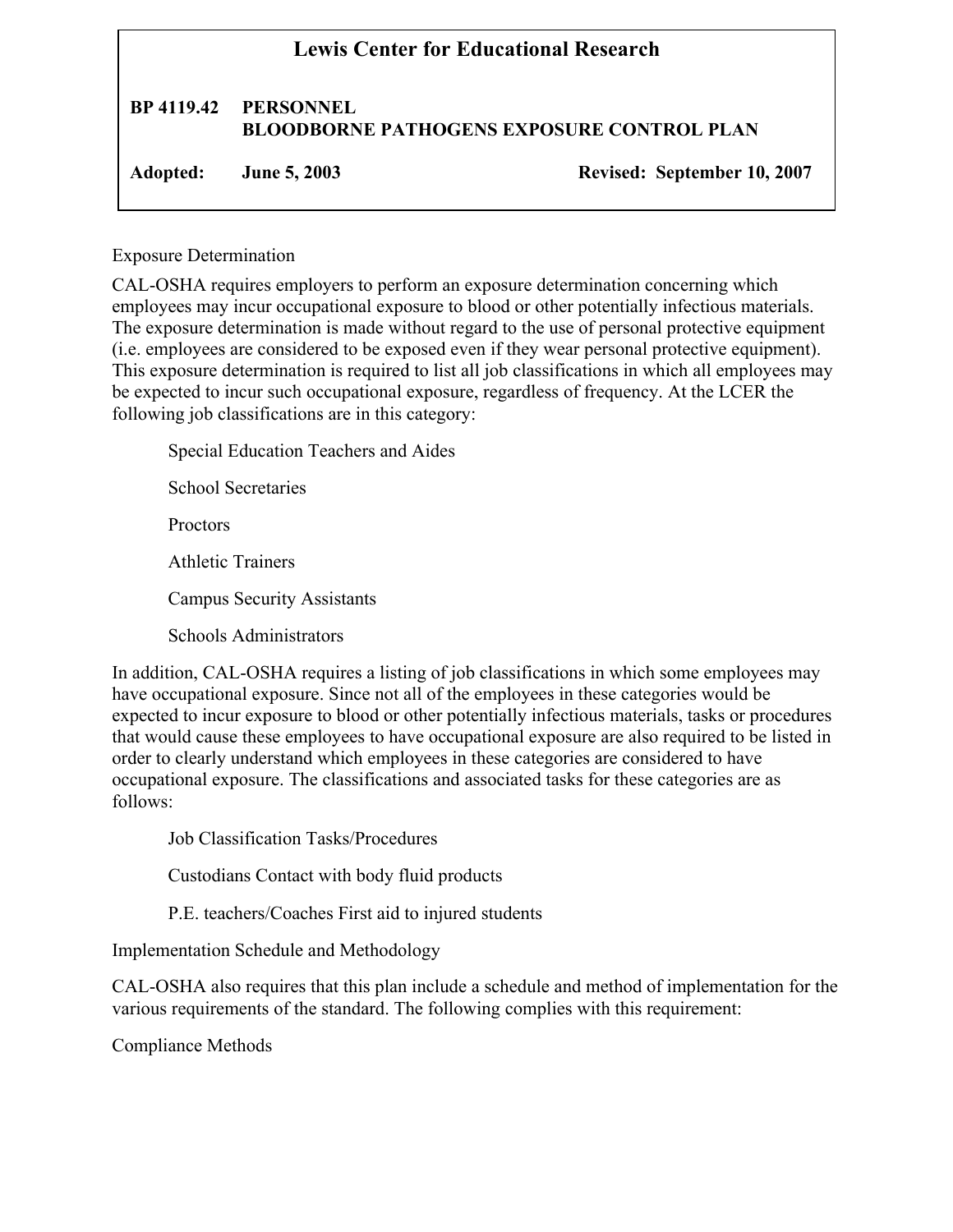# Lewis Center for Educational Research

**BP 4119.42 PERSONNEL**
**BLOODBORNE PATHOGENS EXPOSURE CONTROL PLAN**

**Adopted: June 5, 2003** **Revised: September 10, 2007**

Exposure Determination

CAL-OSHA requires employers to perform an exposure determination concerning which employees may incur occupational exposure to blood or other potentially infectious materials. The exposure determination is made without regard to the use of personal protective equipment (i.e. employees are considered to be exposed even if they wear personal protective equipment). This exposure determination is required to list all job classifications in which all employees may be expected to incur such occupational exposure, regardless of frequency. At the LCER the following job classifications are in this category:

Special Education Teachers and Aides

School Secretaries

Proctors

Athletic Trainers

Campus Security Assistants

Schools Administrators

In addition, CAL-OSHA requires a listing of job classifications in which some employees may have occupational exposure. Since not all of the employees in these categories would be expected to incur exposure to blood or other potentially infectious materials, tasks or procedures that would cause these employees to have occupational exposure are also required to be listed in order to clearly understand which employees in these categories are considered to have occupational exposure. The classifications and associated tasks for these categories are as follows:

Job Classification Tasks/Procedures

Custodians Contact with body fluid products

P.E. teachers/Coaches First aid to injured students

Implementation Schedule and Methodology

CAL-OSHA also requires that this plan include a schedule and method of implementation for the various requirements of the standard. The following complies with this requirement:

Compliance Methods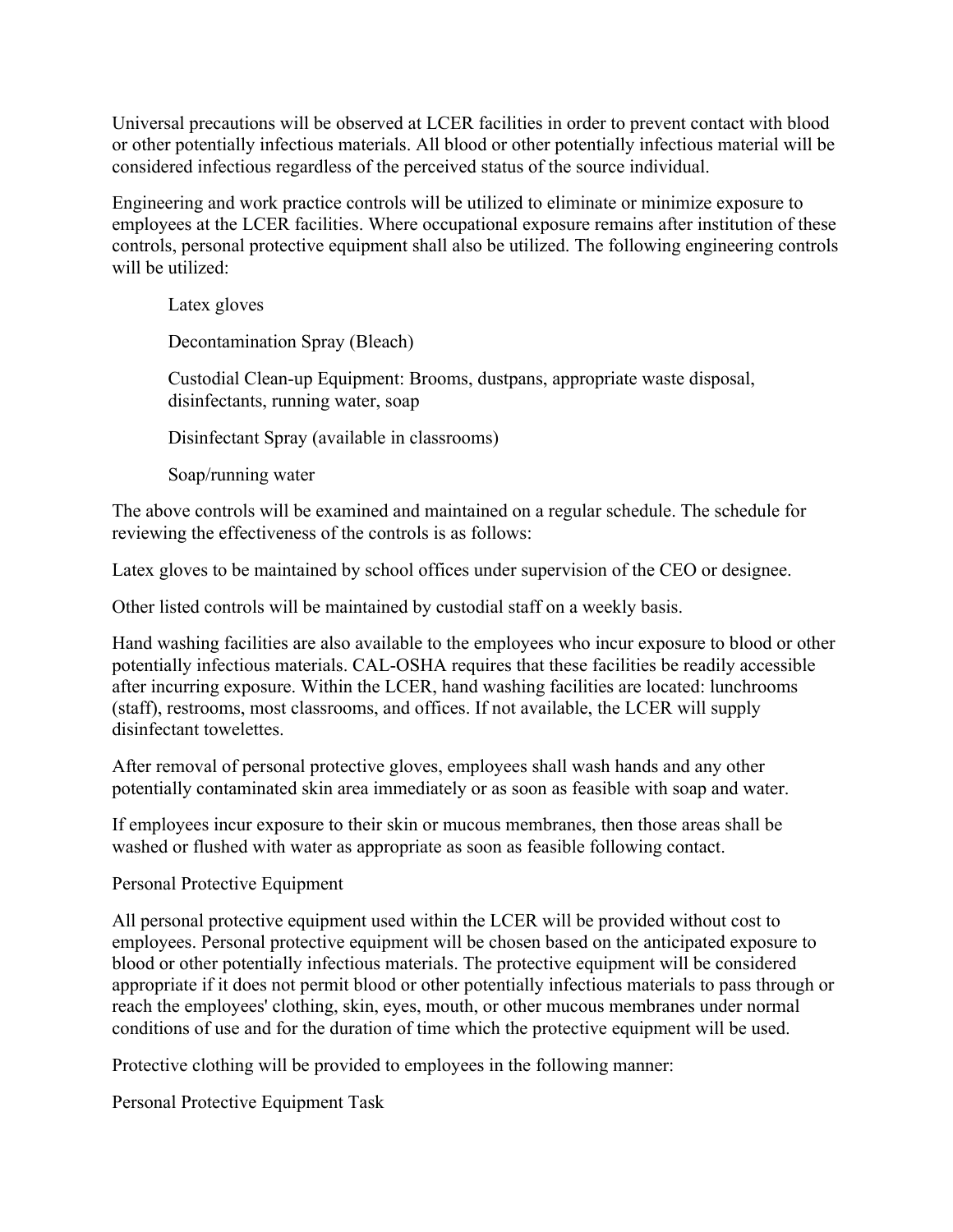Universal precautions will be observed at LCER facilities in order to prevent contact with blood or other potentially infectious materials. All blood or other potentially infectious material will be considered infectious regardless of the perceived status of the source individual.

Engineering and work practice controls will be utilized to eliminate or minimize exposure to employees at the LCER facilities. Where occupational exposure remains after institution of these controls, personal protective equipment shall also be utilized. The following engineering controls will be utilized:

> Latex gloves
>
> Decontamination Spray (Bleach)
>
> Custodial Clean-up Equipment: Brooms, dustpans, appropriate waste disposal, disinfectants, running water, soap
>
> Disinfectant Spray (available in classrooms)
>
> Soap/running water

The above controls will be examined and maintained on a regular schedule. The schedule for reviewing the effectiveness of the controls is as follows:

Latex gloves to be maintained by school offices under supervision of the CEO or designee.

Other listed controls will be maintained by custodial staff on a weekly basis.

Hand washing facilities are also available to the employees who incur exposure to blood or other potentially infectious materials. CAL-OSHA requires that these facilities be readily accessible after incurring exposure. Within the LCER, hand washing facilities are located: lunchrooms (staff), restrooms, most classrooms, and offices. If not available, the LCER will supply disinfectant towelettes.

After removal of personal protective gloves, employees shall wash hands and any other potentially contaminated skin area immediately or as soon as feasible with soap and water.

If employees incur exposure to their skin or mucous membranes, then those areas shall be washed or flushed with water as appropriate as soon as feasible following contact.

Personal Protective Equipment

All personal protective equipment used within the LCER will be provided without cost to employees. Personal protective equipment will be chosen based on the anticipated exposure to blood or other potentially infectious materials. The protective equipment will be considered appropriate if it does not permit blood or other potentially infectious materials to pass through or reach the employees' clothing, skin, eyes, mouth, or other mucous membranes under normal conditions of use and for the duration of time which the protective equipment will be used.

Protective clothing will be provided to employees in the following manner:

Personal Protective Equipment Task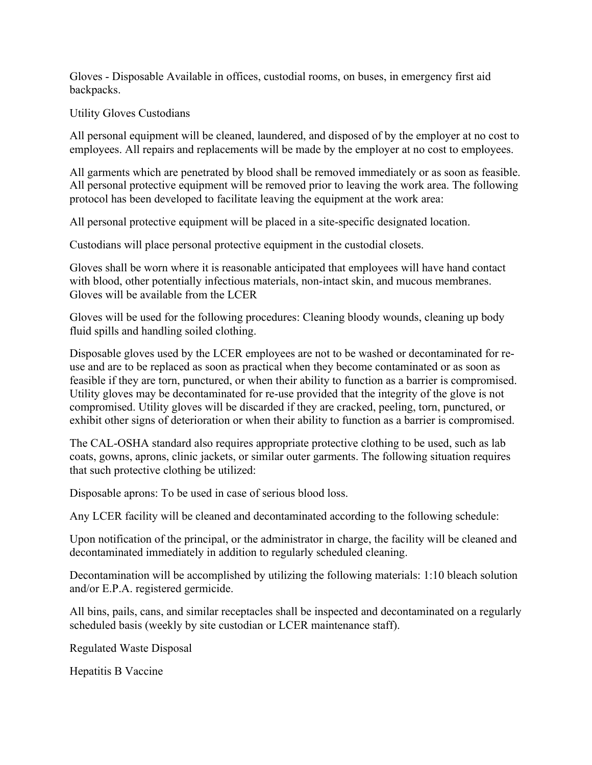Gloves - Disposable Available in offices, custodial rooms, on buses, in emergency first aid backpacks.

Utility Gloves Custodians

All personal equipment will be cleaned, laundered, and disposed of by the employer at no cost to employees. All repairs and replacements will be made by the employer at no cost to employees.

All garments which are penetrated by blood shall be removed immediately or as soon as feasible. All personal protective equipment will be removed prior to leaving the work area. The following protocol has been developed to facilitate leaving the equipment at the work area:

All personal protective equipment will be placed in a site-specific designated location.

Custodians will place personal protective equipment in the custodial closets.

Gloves shall be worn where it is reasonable anticipated that employees will have hand contact with blood, other potentially infectious materials, non-intact skin, and mucous membranes. Gloves will be available from the LCER

Gloves will be used for the following procedures: Cleaning bloody wounds, cleaning up body fluid spills and handling soiled clothing.

Disposable gloves used by the LCER employees are not to be washed or decontaminated for re-use and are to be replaced as soon as practical when they become contaminated or as soon as feasible if they are torn, punctured, or when their ability to function as a barrier is compromised. Utility gloves may be decontaminated for re-use provided that the integrity of the glove is not compromised. Utility gloves will be discarded if they are cracked, peeling, torn, punctured, or exhibit other signs of deterioration or when their ability to function as a barrier is compromised.

The CAL-OSHA standard also requires appropriate protective clothing to be used, such as lab coats, gowns, aprons, clinic jackets, or similar outer garments. The following situation requires that such protective clothing be utilized:

Disposable aprons: To be used in case of serious blood loss.

Any LCER facility will be cleaned and decontaminated according to the following schedule:

Upon notification of the principal, or the administrator in charge, the facility will be cleaned and decontaminated immediately in addition to regularly scheduled cleaning.

Decontamination will be accomplished by utilizing the following materials: 1:10 bleach solution and/or E.P.A. registered germicide.

All bins, pails, cans, and similar receptacles shall be inspected and decontaminated on a regularly scheduled basis (weekly by site custodian or LCER maintenance staff).

Regulated Waste Disposal

Hepatitis B Vaccine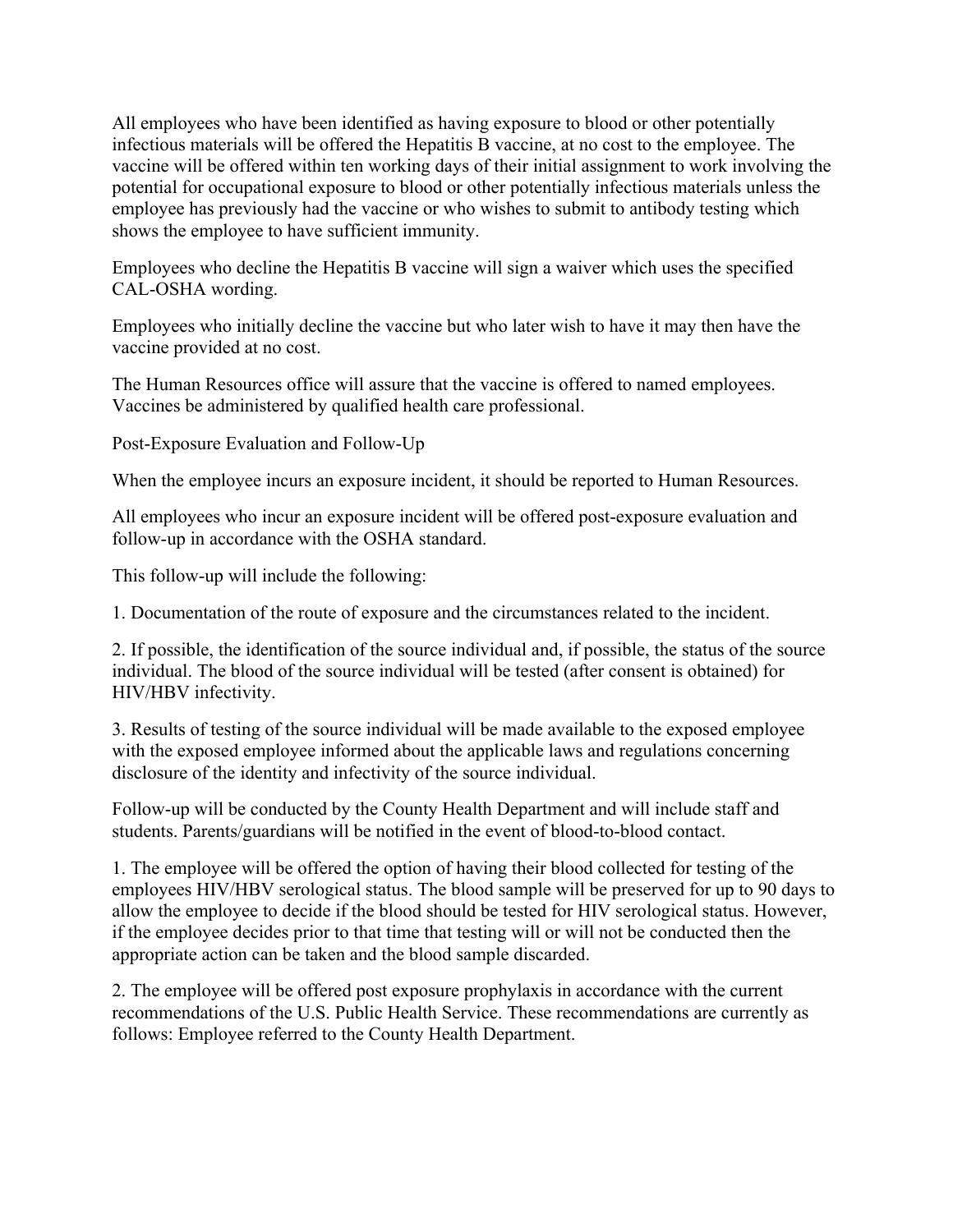All employees who have been identified as having exposure to blood or other potentially infectious materials will be offered the Hepatitis B vaccine, at no cost to the employee. The vaccine will be offered within ten working days of their initial assignment to work involving the potential for occupational exposure to blood or other potentially infectious materials unless the employee has previously had the vaccine or who wishes to submit to antibody testing which shows the employee to have sufficient immunity.

Employees who decline the Hepatitis B vaccine will sign a waiver which uses the specified CAL-OSHA wording.

Employees who initially decline the vaccine but who later wish to have it may then have the vaccine provided at no cost.

The Human Resources office will assure that the vaccine is offered to named employees. Vaccines be administered by qualified health care professional.

Post-Exposure Evaluation and Follow-Up

When the employee incurs an exposure incident, it should be reported to Human Resources.

All employees who incur an exposure incident will be offered post-exposure evaluation and follow-up in accordance with the OSHA standard.

This follow-up will include the following:

1. Documentation of the route of exposure and the circumstances related to the incident.

2. If possible, the identification of the source individual and, if possible, the status of the source individual. The blood of the source individual will be tested (after consent is obtained) for HIV/HBV infectivity.

3. Results of testing of the source individual will be made available to the exposed employee with the exposed employee informed about the applicable laws and regulations concerning disclosure of the identity and infectivity of the source individual.

Follow-up will be conducted by the County Health Department and will include staff and students. Parents/guardians will be notified in the event of blood-to-blood contact.

1. The employee will be offered the option of having their blood collected for testing of the employees HIV/HBV serological status. The blood sample will be preserved for up to 90 days to allow the employee to decide if the blood should be tested for HIV serological status. However, if the employee decides prior to that time that testing will or will not be conducted then the appropriate action can be taken and the blood sample discarded.

2. The employee will be offered post exposure prophylaxis in accordance with the current recommendations of the U.S. Public Health Service. These recommendations are currently as follows: Employee referred to the County Health Department.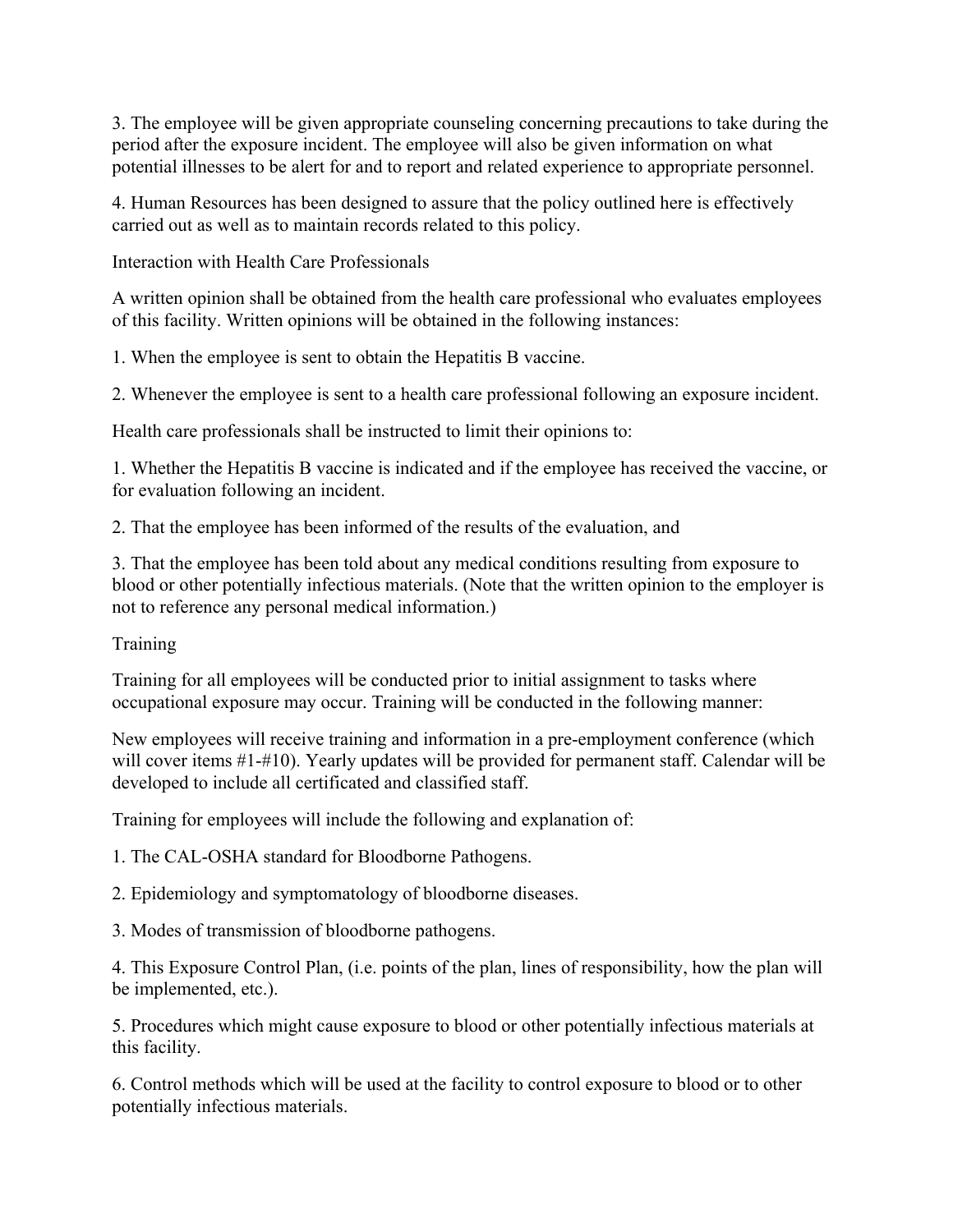3. The employee will be given appropriate counseling concerning precautions to take during the period after the exposure incident. The employee will also be given information on what potential illnesses to be alert for and to report and related experience to appropriate personnel.

4. Human Resources has been designed to assure that the policy outlined here is effectively carried out as well as to maintain records related to this policy.

Interaction with Health Care Professionals

A written opinion shall be obtained from the health care professional who evaluates employees of this facility. Written opinions will be obtained in the following instances:

1. When the employee is sent to obtain the Hepatitis B vaccine.

2. Whenever the employee is sent to a health care professional following an exposure incident.

Health care professionals shall be instructed to limit their opinions to:

1. Whether the Hepatitis B vaccine is indicated and if the employee has received the vaccine, or for evaluation following an incident.

2. That the employee has been informed of the results of the evaluation, and

3. That the employee has been told about any medical conditions resulting from exposure to blood or other potentially infectious materials. (Note that the written opinion to the employer is not to reference any personal medical information.)

Training

Training for all employees will be conducted prior to initial assignment to tasks where occupational exposure may occur. Training will be conducted in the following manner:

New employees will receive training and information in a pre-employment conference (which will cover items #1-#10). Yearly updates will be provided for permanent staff. Calendar will be developed to include all certificated and classified staff.

Training for employees will include the following and explanation of:

1. The CAL-OSHA standard for Bloodborne Pathogens.

2. Epidemiology and symptomatology of bloodborne diseases.

3. Modes of transmission of bloodborne pathogens.

4. This Exposure Control Plan, (i.e. points of the plan, lines of responsibility, how the plan will be implemented, etc.).

5. Procedures which might cause exposure to blood or other potentially infectious materials at this facility.

6. Control methods which will be used at the facility to control exposure to blood or to other potentially infectious materials.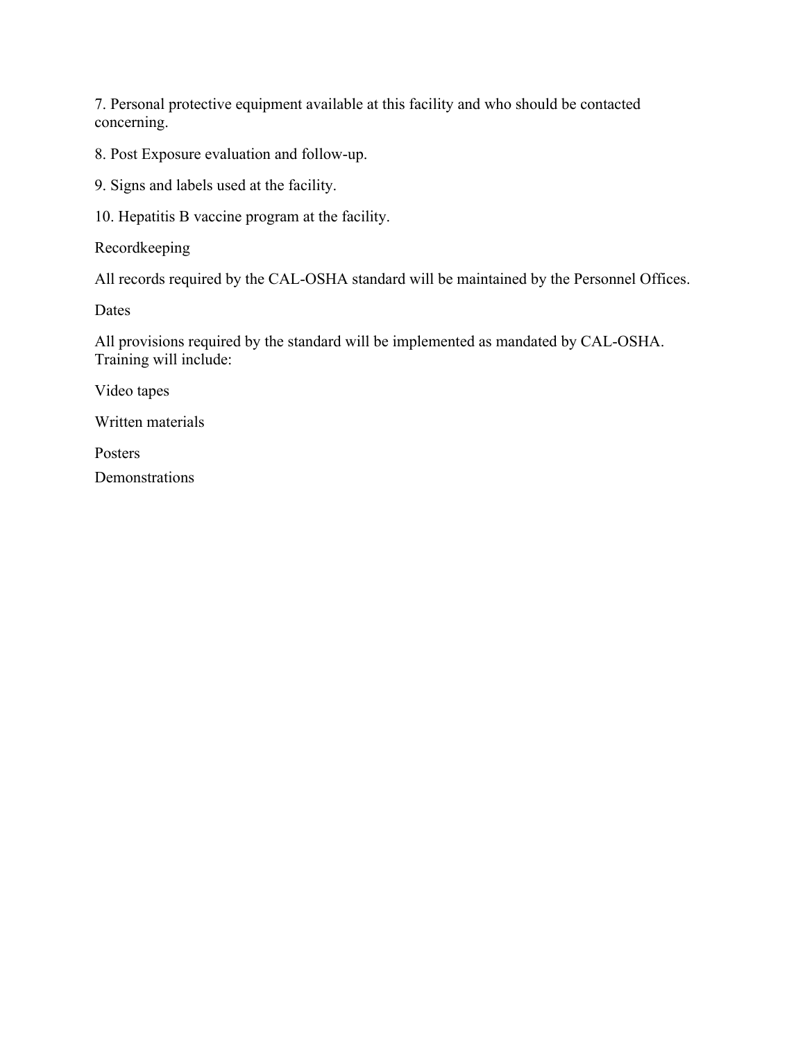7. Personal protective equipment available at this facility and who should be contacted concerning.

8. Post Exposure evaluation and follow-up.

9. Signs and labels used at the facility.

10. Hepatitis B vaccine program at the facility.

## Recordkeeping

All records required by the CAL-OSHA standard will be maintained by the Personnel Offices.

## Dates

All provisions required by the standard will be implemented as mandated by CAL-OSHA. Training will include:

Video tapes

Written materials

Posters

Demonstrations